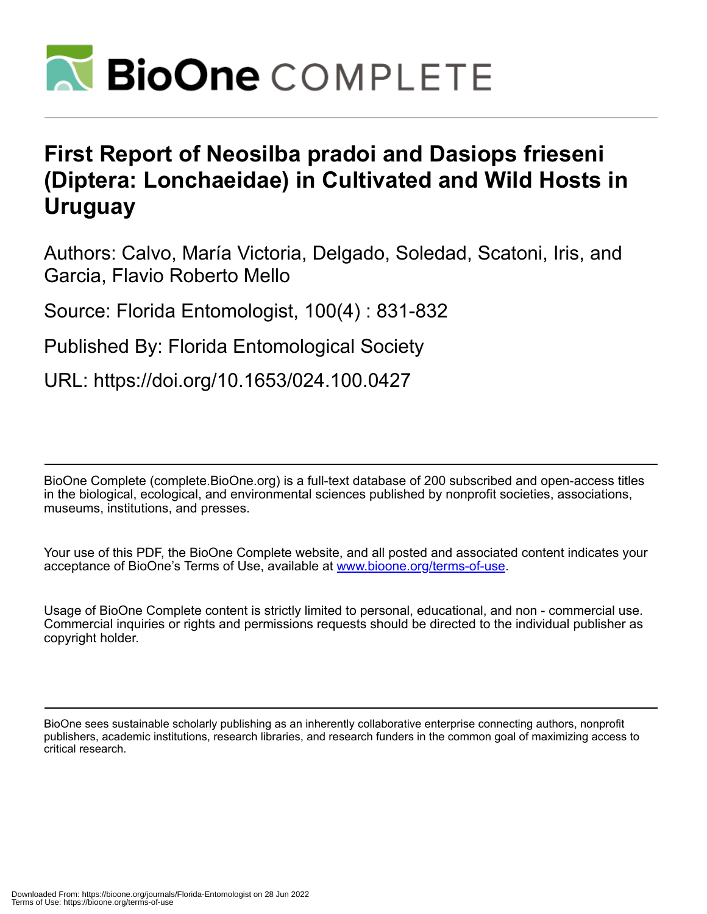# First Report of Neosilba pradoi and Dasiops frieseni (Diptera: Lonchaeidae) in Cultivated and Wild Hosts in Uruguay

Authors: Calvo, María Victoria, Delgado, Soledad, Scatoni, Iris, and Garcia, Flavio Roberto Mello

Source: Florida Entomologist, 100(4) : 831-832

Published By: Florida Entomological Society

URL: https://doi.org/10.1653/024.100.0427

---

BioOne Complete (complete.BioOne.org) is a full-text database of 200 subscribed and open-access titles in the biological, ecological, and environmental sciences published by nonprofit societies, associations, museums, institutions, and presses.

Your use of this PDF, the BioOne Complete website, and all posted and associated content indicates your acceptance of BioOne's Terms of Use, available at www.bioone.org/terms-of-use.

Usage of BioOne Complete content is strictly limited to personal, educational, and non - commercial use. Commercial inquiries or rights and permissions requests should be directed to the individual publisher as copyright holder.

---

BioOne sees sustainable scholarly publishing as an inherently collaborative enterprise connecting authors, nonprofit publishers, academic institutions, research libraries, and research funders in the common goal of maximizing access to critical research.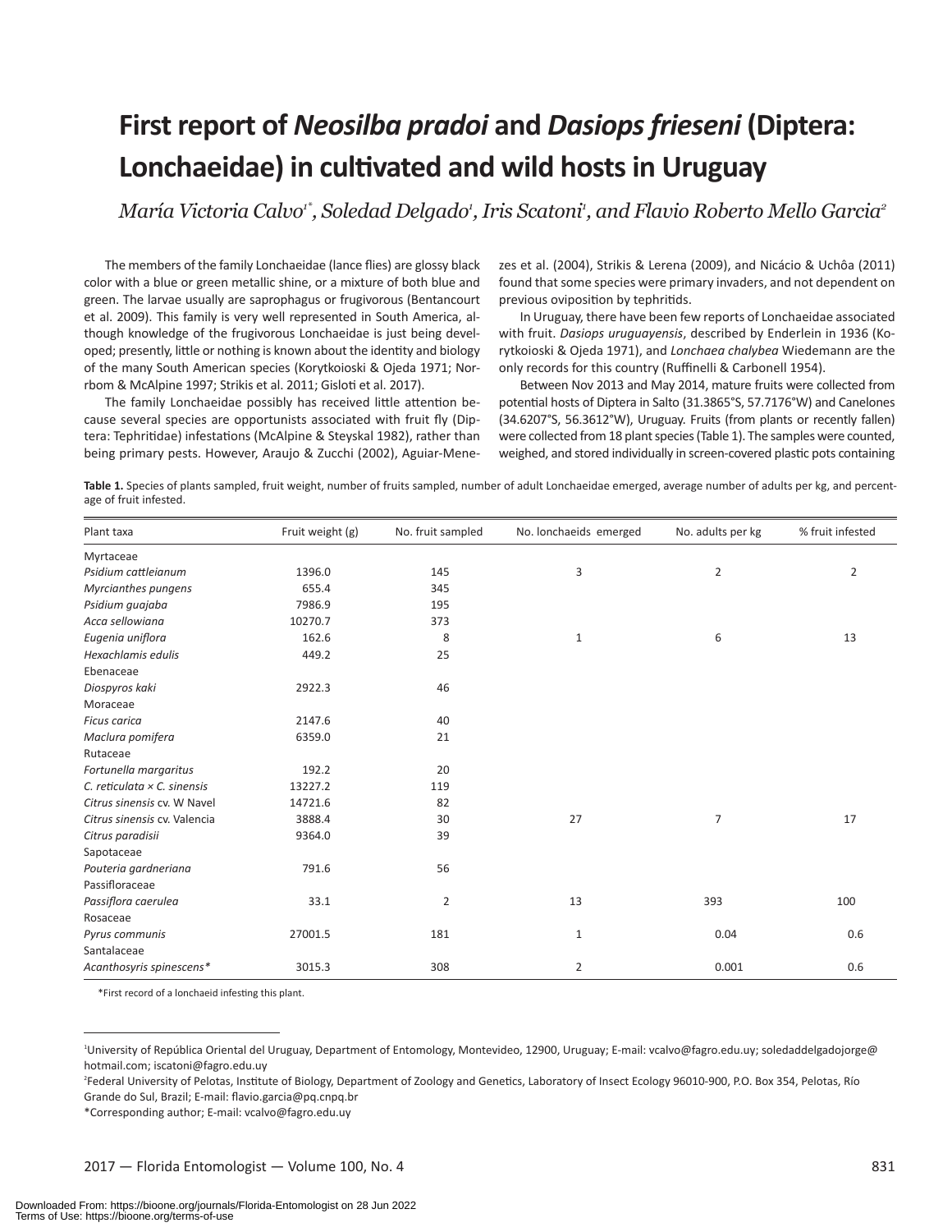# First report of *Neosilba pradoi* and *Dasiops frieseni* (Diptera: Lonchaeidae) in cultivated and wild hosts in Uruguay

*María Victoria Calvo*[1*]*, Soledad Delgado*[1]*, Iris Scatoni*[1]*, and Flavio Roberto Mello Garcia*[2]

The members of the family Lonchaeidae (lance flies) are glossy black color with a blue or green metallic shine, or a mixture of both blue and green. The larvae usually are saprophagus or frugivorous (Bentancourt et al. 2009). This family is very well represented in South America, although knowledge of the frugivorous Lonchaeidae is just being developed; presently, little or nothing is known about the identity and biology of the many South American species (Korytkoioski & Ojeda 1971; Norrbom & McAlpine 1997; Strikis et al. 2011; Gisloti et al. 2017).

The family Lonchaeidae possibly has received little attention because several species are opportunists associated with fruit fly (Diptera: Tephritidae) infestations (McAlpine & Steyskal 1982), rather than being primary pests. However, Araujo & Zucchi (2002), Aguiar-Menezes et al. (2004), Strikis & Lerena (2009), and Nicácio & Uchôa (2011) found that some species were primary invaders, and not dependent on previous oviposition by tephritids.

In Uruguay, there have been few reports of Lonchaeidae associated with fruit. *Dasiops uruguayensis*, described by Enderlein in 1936 (Korytkoioski & Ojeda 1971), and *Lonchaea chalybea* Wiedemann are the only records for this country (Ruffinelli & Carbonell 1954).

Between Nov 2013 and May 2014, mature fruits were collected from potential hosts of Diptera in Salto (31.3865°S, 57.7176°W) and Canelones (34.6207°S, 56.3612°W), Uruguay. Fruits (from plants or recently fallen) were collected from 18 plant species (Table 1). The samples were counted, weighed, and stored individually in screen-covered plastic pots containing

**Table 1.** Species of plants sampled, fruit weight, number of fruits sampled, number of adult Lonchaeidae emerged, average number of adults per kg, and percentage of fruit infested.

| Plant taxa | Fruit weight (g) | No. fruit sampled | No. lonchaeids emerged | No. adults per kg | % fruit infested |
|---|---|---|---|---|---|
| Myrtaceae | | | | | |
| *Psidium cattleianum* | 1396.0 | 145 | 3 | 2 | 2 |
| *Myrcianthes pungens* | 655.4 | 345 | | | |
| *Psidium guajaba* | 7986.9 | 195 | | | |
| *Acca sellowiana* | 10270.7 | 373 | | | |
| *Eugenia uniflora* | 162.6 | 8 | 1 | 6 | 13 |
| *Hexachlamis edulis* | 449.2 | 25 | | | |
| Ebenaceae | | | | | |
| *Diospyros kaki* | 2922.3 | 46 | | | |
| Moraceae | | | | | |
| *Ficus carica* | 2147.6 | 40 | | | |
| *Maclura pomifera* | 6359.0 | 21 | | | |
| Rutaceae | | | | | |
| *Fortunella margaritus* | 192.2 | 20 | | | |
| *C. reticulata* × *C. sinensis* | 13227.2 | 119 | | | |
| *Citrus sinensis* cv. W Navel | 14721.6 | 82 | | | |
| *Citrus sinensis* cv. Valencia | 3888.4 | 30 | 27 | 7 | 17 |
| *Citrus paradisii* | 9364.0 | 39 | | | |
| Sapotaceae | | | | | |
| *Pouteria gardneriana* | 791.6 | 56 | | | |
| Passifloraceae | | | | | |
| *Passiflora caerulea* | 33.1 | 2 | 13 | 393 | 100 |
| Rosaceae | | | | | |
| *Pyrus communis* | 27001.5 | 181 | 1 | 0.04 | 0.6 |
| Santalaceae | | | | | |
| *Acanthosyris spinescens** | 3015.3 | 308 | 2 | 0.001 | 0.6 |

*First record of a lonchaeid infesting this plant.

[1]University of República Oriental del Uruguay, Department of Entomology, Montevideo, 12900, Uruguay; E-mail: vcalvo@fagro.edu.uy; soledaddelgadojorge@hotmail.com; iscatoni@fagro.edu.uy

[2]Federal University of Pelotas, Institute of Biology, Department of Zoology and Genetics, Laboratory of Insect Ecology 96010-900, P.O. Box 354, Pelotas, Río Grande do Sul, Brazil; E-mail: flavio.garcia@pq.cnpq.br

*Corresponding author; E-mail: vcalvo@fagro.edu.uy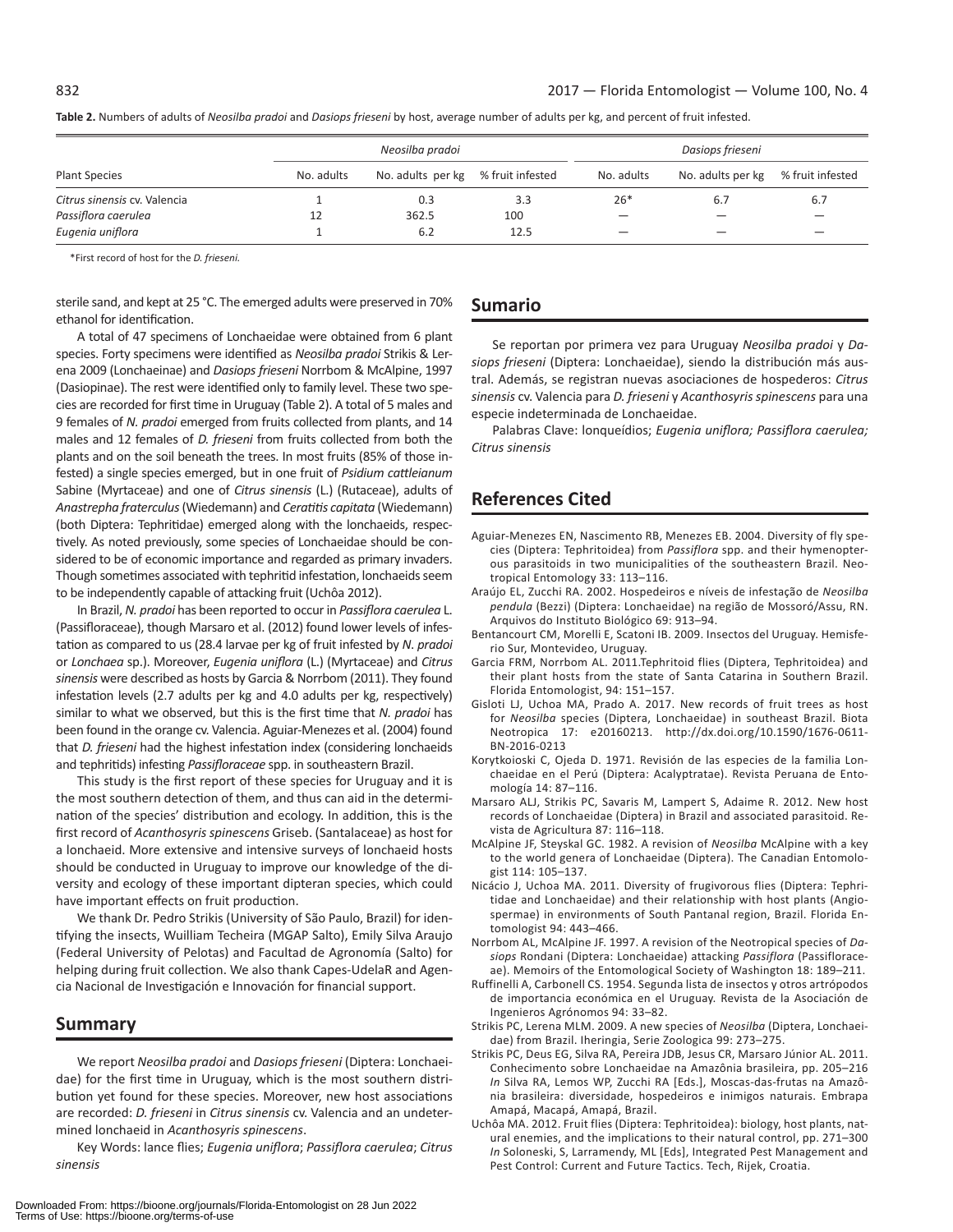**Table 2.** Numbers of adults of *Neosilba pradoi* and *Dasiops frieseni* by host, average number of adults per kg, and percent of fruit infested.

| | *Neosilba pradoi* | | | *Dasiops frieseni* | | |
|---|---|---|---|---|---|---|
| Plant Species | No. adults | No. adults per kg | % fruit infested | No. adults | No. adults per kg | % fruit infested |
| *Citrus sinensis* cv. Valencia | 1 | 0.3 | 3.3 | 26* | 6.7 | 6.7 |
| *Passiflora caerulea* | 12 | 362.5 | 100 | — | — | — |
| *Eugenia uniflora* | 1 | 6.2 | 12.5 | — | — | — |

*First record of host for the *D. frieseni.*

sterile sand, and kept at 25 °C. The emerged adults were preserved in 70% ethanol for identification.

A total of 47 specimens of Lonchaeidae were obtained from 6 plant species. Forty specimens were identified as *Neosilba pradoi* Strikis & Lerena 2009 (Lonchaeinae) and *Dasiops frieseni* Norrbom & McAlpine, 1997 (Dasiopinae). The rest were identified only to family level. These two species are recorded for first time in Uruguay (Table 2). A total of 5 males and 9 females of *N. pradoi* emerged from fruits collected from plants, and 14 males and 12 females of *D. frieseni* from fruits collected from both the plants and on the soil beneath the trees. In most fruits (85% of those infested) a single species emerged, but in one fruit of *Psidium cattleianum* Sabine (Myrtaceae) and one of *Citrus sinensis* (L.) (Rutaceae), adults of *Anastrepha fraterculus* (Wiedemann) and *Ceratitis capitata* (Wiedemann) (both Diptera: Tephritidae) emerged along with the lonchaeids, respectively. As noted previously, some species of Lonchaeidae should be considered to be of economic importance and regarded as primary invaders. Though sometimes associated with tephritid infestation, lonchaeids seem to be independently capable of attacking fruit (Uchôa 2012).

In Brazil, *N. pradoi* has been reported to occur in *Passiflora caerulea* L. (Passifloraceae), though Marsaro et al. (2012) found lower levels of infestation as compared to us (28.4 larvae per kg of fruit infested by *N. pradoi* or *Lonchaea* sp.). Moreover, *Eugenia uniflora* (L.) (Myrtaceae) and *Citrus sinensis* were described as hosts by Garcia & Norrbom (2011). They found infestation levels (2.7 adults per kg and 4.0 adults per kg, respectively) similar to what we observed, but this is the first time that *N. pradoi* has been found in the orange cv. Valencia. Aguiar-Menezes et al. (2004) found that *D. frieseni* had the highest infestation index (considering lonchaeids and tephritids) infesting *Passifloraceae* spp. in southeastern Brazil.

This study is the first report of these species for Uruguay and it is the most southern detection of them, and thus can aid in the determination of the species' distribution and ecology. In addition, this is the first record of *Acanthosyris spinescens* Griseb. (Santalaceae) as host for a lonchaeid. More extensive and intensive surveys of lonchaeid hosts should be conducted in Uruguay to improve our knowledge of the diversity and ecology of these important dipteran species, which could have important effects on fruit production.

We thank Dr. Pedro Strikis (University of São Paulo, Brazil) for identifying the insects, Wuilliam Techeira (MGAP Salto), Emily Silva Araujo (Federal University of Pelotas) and Facultad de Agronomía (Salto) for helping during fruit collection. We also thank Capes-UdelaR and Agencia Nacional de Investigación e Innovación for financial support.

## Summary

We report *Neosilba pradoi* and *Dasiops frieseni* (Diptera: Lonchaeidae) for the first time in Uruguay, which is the most southern distribution yet found for these species. Moreover, new host associations are recorded: *D. frieseni* in *Citrus sinensis* cv. Valencia and an undetermined lonchaeid in *Acanthosyris spinescens*.

Key Words: lance flies; *Eugenia uniflora*; *Passiflora caerulea*; *Citrus sinensis*

## Sumario

Se reportan por primera vez para Uruguay *Neosilba pradoi* y *Dasiops frieseni* (Diptera: Lonchaeidae), siendo la distribución más austral. Además, se registran nuevas asociaciones de hospederos: *Citrus sinensis* cv. Valencia para *D. frieseni* y *Acanthosyris spinescens* para una especie indeterminada de Lonchaeidae.

Palabras Clave: lonqueídios; *Eugenia uniflora; Passiflora caerulea; Citrus sinensis*

## References Cited

Aguiar-Menezes EN, Nascimento RB, Menezes EB. 2004. Diversity of fly species (Diptera: Tephritoidea) from *Passiflora* spp. and their hymenopterous parasitoids in two municipalities of the southeastern Brazil. Neotropical Entomology 33: 113–116.

Araújo EL, Zucchi RA. 2002. Hospedeiros e níveis de infestação de *Neosilba pendula* (Bezzi) (Diptera: Lonchaeidae) na região de Mossoró/Assu, RN. Arquivos do Instituto Biológico 69: 913–94.

Bentancourt CM, Morelli E, Scatoni IB. 2009. Insectos del Uruguay. Hemisferio Sur, Montevideo, Uruguay.

Garcia FRM, Norrbom AL. 2011.Tephritoid flies (Diptera, Tephritoidea) and their plant hosts from the state of Santa Catarina in Southern Brazil. Florida Entomologist, 94: 151–157.

Gisloti LJ, Uchoa MA, Prado A. 2017. New records of fruit trees as host for *Neosilba* species (Diptera, Lonchaeidae) in southeast Brazil. Biota Neotropica 17: e20160213. http://dx.doi.org/10.1590/1676-0611-BN-2016-0213

Korytkoioski C, Ojeda D. 1971. Revisión de las especies de la familia Lonchaeidae en el Perú (Diptera: Acalyptratae). Revista Peruana de Entomología 14: 87–116.

Marsaro ALJ, Strikis PC, Savaris M, Lampert S, Adaime R. 2012. New host records of Lonchaeidae (Diptera) in Brazil and associated parasitoid. Revista de Agricultura 87: 116–118.

McAlpine JF, Steyskal GC. 1982. A revision of *Neosilba* McAlpine with a key to the world genera of Lonchaeidae (Diptera). The Canadian Entomologist 114: 105–137.

Nicácio J, Uchoa MA. 2011. Diversity of frugivorous flies (Diptera: Tephritidae and Lonchaeidae) and their relationship with host plants (Angiospermae) in environments of South Pantanal region, Brazil. Florida Entomologist 94: 443–466.

Norrbom AL, McAlpine JF. 1997. A revision of the Neotropical species of *Dasiops* Rondani (Diptera: Lonchaeidae) attacking *Passiflora* (Passifloraceae). Memoirs of the Entomological Society of Washington 18: 189–211.

Ruffinelli A, Carbonell CS. 1954. Segunda lista de insectos y otros artrópodos de importancia económica en el Uruguay. Revista de la Asociación de Ingenieros Agrónomos 94: 33–82.

Strikis PC, Lerena MLM. 2009. A new species of *Neosilba* (Diptera, Lonchaeidae) from Brazil. Iheringia, Serie Zoologica 99: 273–275.

Strikis PC, Deus EG, Silva RA, Pereira JDB, Jesus CR, Marsaro Júnior AL. 2011. Conhecimento sobre Lonchaeidae na Amazônia brasileira, pp. 205–216 *In* Silva RA, Lemos WP, Zucchi RA [Eds.]. Moscas-das-frutas na Amazônia brasileira: diversidade, hospedeiros e inimigos naturais. Embrapa Amapá, Macapá, Amapá, Brazil.

Uchôa MA. 2012. Fruit flies (Diptera: Tephritoidea): biology, host plants, natural enemies, and the implications to their natural control, pp. 271–300 *In* Soloneski, S, Larramendy, ML [Eds], Integrated Pest Management and Pest Control: Current and Future Tactics. Tech, Rijek, Croatia.